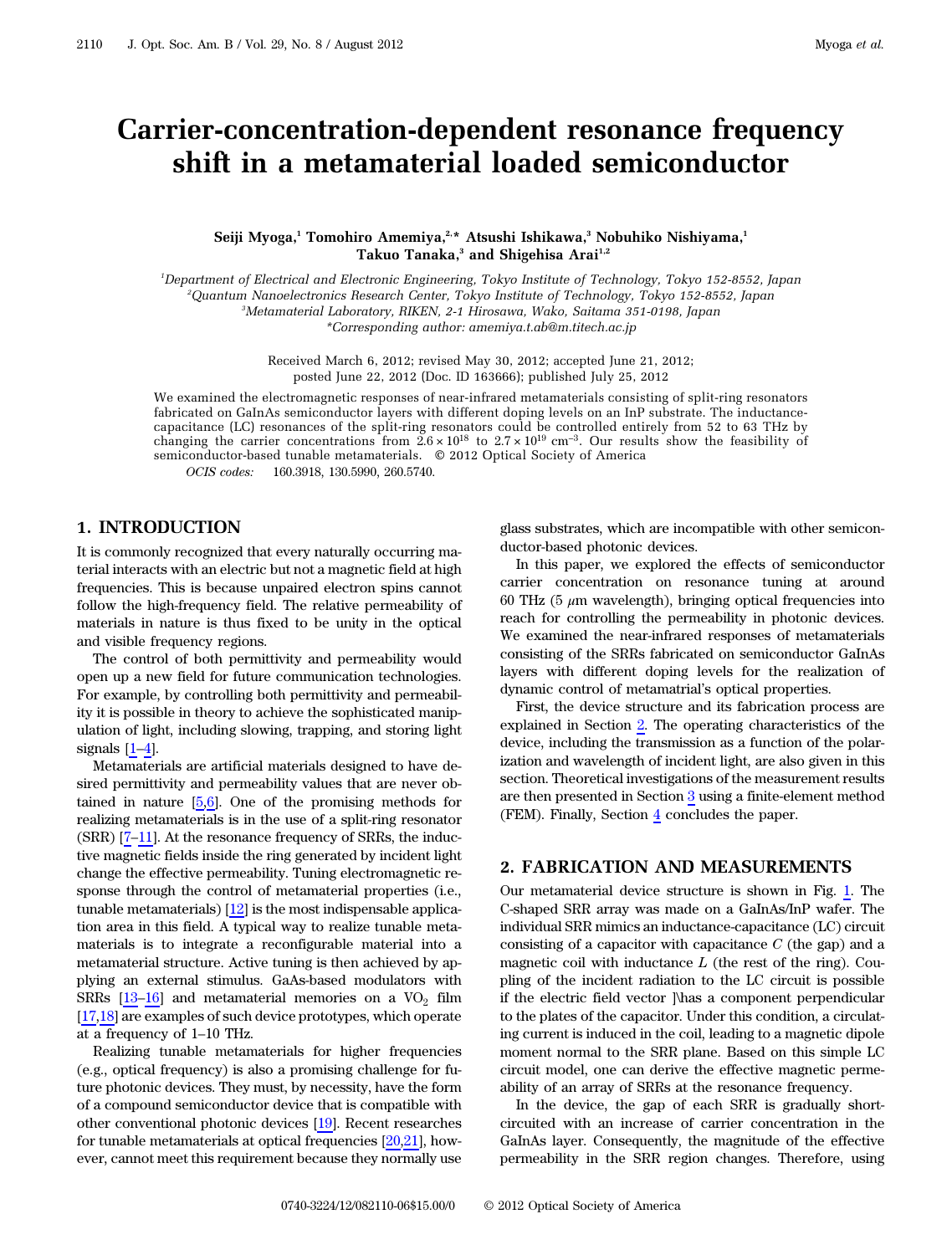# Carrier-concentration-dependent resonance frequency shift in a metamaterial loaded semiconductor

**Seiji Myoga,[1] Tomohiro Amemiya,[2,*] Atsushi Ishikawa,[3] Nobuhiko Nishiyama,[1] Takuo Tanaka,[3] and Shigehisa Arai[1,2]**

[1] *Department of Electrical and Electronic Engineering, Tokyo Institute of Technology, Tokyo 152-8552, Japan*
[2] *Quantum Nanoelectronics Research Center, Tokyo Institute of Technology, Tokyo 152-8552, Japan*
[3] *Metamaterial Laboratory, RIKEN, 2-1 Hirosawa, Wako, Saitama 351-0198, Japan*
*\*Corresponding author: amemiya.t.ab@m.titech.ac.jp*

Received March 6, 2012; revised May 30, 2012; accepted June 21, 2012;
posted June 22, 2012 (Doc. ID 163666); published July 25, 2012

We examined the electromagnetic responses of near-infrared metamaterials consisting of split-ring resonators fabricated on GaInAs semiconductor layers with different doping levels on an InP substrate. The inductance-capacitance (LC) resonances of the split-ring resonators could be controlled entirely from 52 to 63 THz by changing the carrier concentrations from $2.6 \times 10^{18}$ to $2.7 \times 10^{19}$ $\mathrm{cm}^{-3}$. Our results show the feasibility of semiconductor-based tunable metamaterials. © 2012 Optical Society of America

*OCIS codes:* 160.3918, 130.5990, 260.5740.

## 1. INTRODUCTION

It is commonly recognized that every naturally occurring material interacts with an electric but not a magnetic field at high frequencies. This is because unpaired electron spins cannot follow the high-frequency field. The relative permeability of materials in nature is thus fixed to be unity in the optical and visible frequency regions.

The control of both permittivity and permeability would open up a new field for future communication technologies. For example, by controlling both permittivity and permeability it is possible in theory to achieve the sophisticated manipulation of light, including slowing, trapping, and storing light signals [1–4].

Metamaterials are artificial materials designed to have desired permittivity and permeability values that are never obtained in nature [5,6]. One of the promising methods for realizing metamaterials is in the use of a split-ring resonator (SRR) [7–11]. At the resonance frequency of SRRs, the inductive magnetic fields inside the ring generated by incident light change the effective permeability. Tuning electromagnetic response through the control of metamaterial properties (i.e., tunable metamaterials) [12] is the most indispensable application area in this field. A typical way to realize tunable metamaterials is to integrate a reconfigurable material into a metamaterial structure. Active tuning is then achieved by applying an external stimulus. GaAs-based modulators with SRRs [13–16] and metamaterial memories on a $VO_2$ film [17,18] are examples of such device prototypes, which operate at a frequency of 1–10 THz.

Realizing tunable metamaterials for higher frequencies (e.g., optical frequency) is also a promising challenge for future photonic devices. They must, by necessity, have the form of a compound semiconductor device that is compatible with other conventional photonic devices [19]. Recent researches for tunable metamaterials at optical frequencies [20,21], however, cannot meet this requirement because they normally use glass substrates, which are incompatible with other semiconductor-based photonic devices.

In this paper, we explored the effects of semiconductor carrier concentration on resonance tuning at around 60 THz (5 μm wavelength), bringing optical frequencies into reach for controlling the permeability in photonic devices. We examined the near-infrared responses of metamaterials consisting of the SRRs fabricated on semiconductor GaInAs layers with different doping levels for the realization of dynamic control of metamatrial's optical properties.

First, the device structure and its fabrication process are explained in Section 2. The operating characteristics of the device, including the transmission as a function of the polarization and wavelength of incident light, are also given in this section. Theoretical investigations of the measurement results are then presented in Section 3 using a finite-element method (FEM). Finally, Section 4 concludes the paper.

## 2. FABRICATION AND MEASUREMENTS

Our metamaterial device structure is shown in Fig. 1. The C-shaped SRR array was made on a GaInAs/InP wafer. The individual SRR mimics an inductance-capacitance (LC) circuit consisting of a capacitor with capacitance $C$ (the gap) and a magnetic coil with inductance $L$ (the rest of the ring). Coupling of the incident radiation to the LC circuit is possible if the electric field vector ]\has a component perpendicular to the plates of the capacitor. Under this condition, a circulating current is induced in the coil, leading to a magnetic dipole moment normal to the SRR plane. Based on this simple LC circuit model, one can derive the effective magnetic permeability of an array of SRRs at the resonance frequency.

In the device, the gap of each SRR is gradually short-circuited with an increase of carrier concentration in the GaInAs layer. Consequently, the magnitude of the effective permeability in the SRR region changes. Therefore, using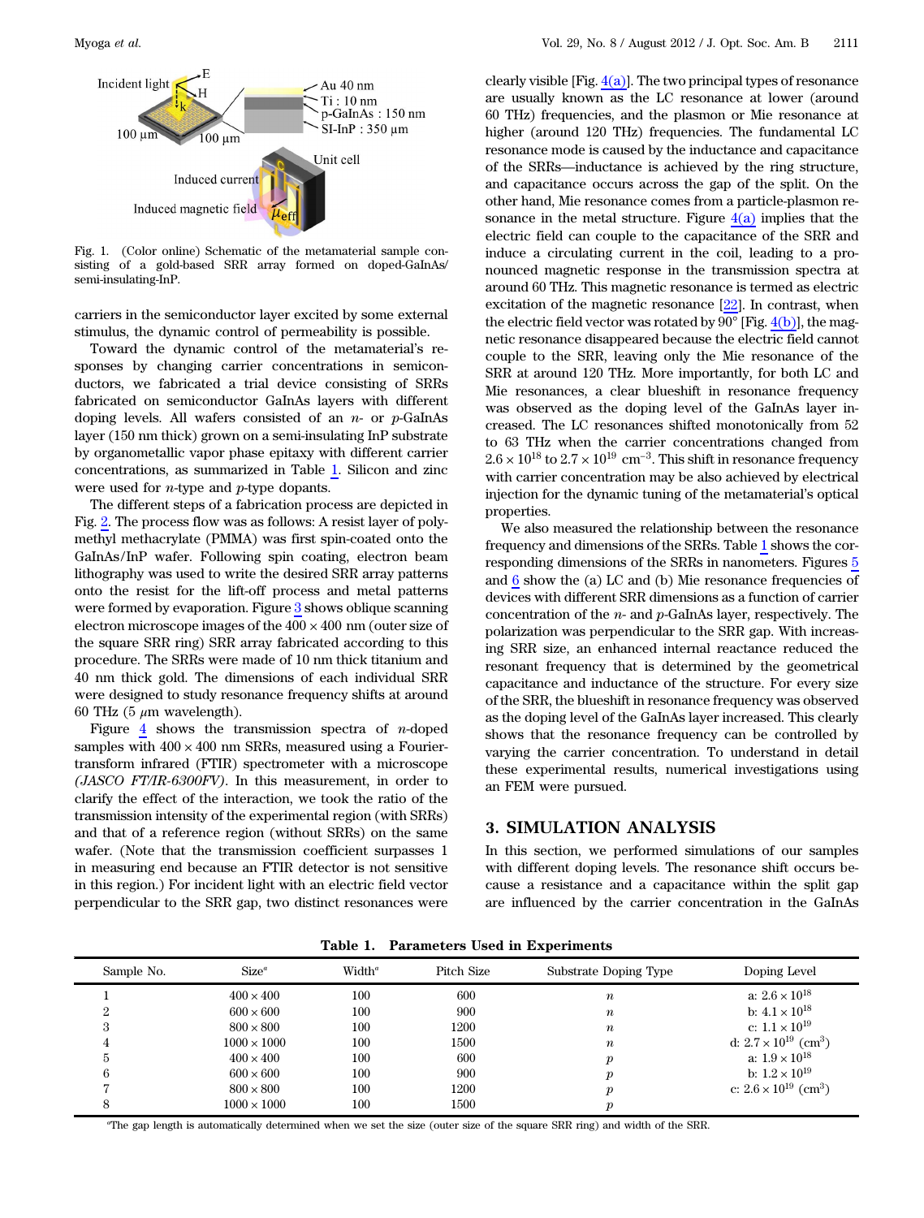Incident light

E

H

k

100 μm

100 μm

Au 40 nm

Ti : 10 nm

p-GaInAs : 150 nm

SI-InP : 350 μm

Unit cell

Induced current

Induced magnetic field

$\mu_{eff}$

Fig. 1. (Color online) Schematic of the metamaterial sample consisting of a gold-based SRR array formed on doped-GaInAs/semi-insulating-InP.

carriers in the semiconductor layer excited by some external stimulus, the dynamic control of permeability is possible.

Toward the dynamic control of the metamaterial's responses by changing carrier concentrations in semiconductors, we fabricated a trial device consisting of SRRs fabricated on semiconductor GaInAs layers with different doping levels. All wafers consisted of an *n*- or *p*-GaInAs layer (150 nm thick) grown on a semi-insulating InP substrate by organometallic vapor phase epitaxy with different carrier concentrations, as summarized in Table 1. Silicon and zinc were used for *n*-type and *p*-type dopants.

The different steps of a fabrication process are depicted in Fig. 2. The process flow was as follows: A resist layer of polymethyl methacrylate (PMMA) was first spin-coated onto the GaInAs/InP wafer. Following spin coating, electron beam lithography was used to write the desired SRR array patterns onto the resist for the lift-off process and metal patterns were formed by evaporation. Figure 3 shows oblique scanning electron microscope images of the $400 \times 400$ nm (outer size of the square SRR ring) SRR array fabricated according to this procedure. The SRRs were made of 10 nm thick titanium and 40 nm thick gold. The dimensions of each individual SRR were designed to study resonance frequency shifts at around 60 THz (5 $\mu$m wavelength).

Figure 4 shows the transmission spectra of *n*-doped samples with $400 \times 400$ nm SRRs, measured using a Fourier-transform infrared (FTIR) spectrometer with a microscope *(JASCO FT/IR-6300FV)*. In this measurement, in order to clarify the effect of the interaction, we took the ratio of the transmission intensity of the experimental region (with SRRs) and that of a reference region (without SRRs) on the same wafer. (Note that the transmission coefficient surpasses 1 in measuring end because an FTIR detector is not sensitive in this region.) For incident light with an electric field vector perpendicular to the SRR gap, two distinct resonances were clearly visible [Fig. 4(a)]. The two principal types of resonance are usually known as the LC resonance at lower (around 60 THz) frequencies, and the plasmon or Mie resonance at higher (around 120 THz) frequencies. The fundamental LC resonance mode is caused by the inductance and capacitance of the SRRs—inductance is achieved by the ring structure, and capacitance occurs across the gap of the split. On the other hand, Mie resonance comes from a particle-plasmon resonance in the metal structure. Figure 4(a) implies that the electric field can couple to the capacitance of the SRR and induce a circulating current in the coil, leading to a pronounced magnetic response in the transmission spectra at around 60 THz. This magnetic resonance is termed as electric excitation of the magnetic resonance [22]. In contrast, when the electric field vector was rotated by 90° [Fig. 4(b)], the magnetic resonance disappeared because the electric field cannot couple to the SRR, leaving only the Mie resonance of the SRR at around 120 THz. More importantly, for both LC and Mie resonances, a clear blueshift in resonance frequency was observed as the doping level of the GaInAs layer increased. The LC resonances shifted monotonically from 52 to 63 THz when the carrier concentrations changed from $2.6 \times 10^{18}$ to $2.7 \times 10^{19}$ cm$^{-3}$. This shift in resonance frequency with carrier concentration may be also achieved by electrical injection for the dynamic tuning of the metamaterial's optical properties.

We also measured the relationship between the resonance frequency and dimensions of the SRRs. Table 1 shows the corresponding dimensions of the SRRs in nanometers. Figures 5 and 6 show the (a) LC and (b) Mie resonance frequencies of devices with different SRR dimensions as a function of carrier concentration of the *n*- and *p*-GaInAs layer, respectively. The polarization was perpendicular to the SRR gap. With increasing SRR size, an enhanced internal reactance reduced the resonant frequency that is determined by the geometrical capacitance and inductance of the structure. For every size of the SRR, the blueshift in resonance frequency was observed as the doping level of the GaInAs layer increased. This clearly shows that the resonance frequency can be controlled by varying the carrier concentration. To understand in detail these experimental results, numerical investigations using an FEM were pursued.

## 3. SIMULATION ANALYSIS

In this section, we performed simulations of our samples with different doping levels. The resonance shift occurs because a resistance and a capacitance within the split gap are influenced by the carrier concentration in the GaInAs

**Table 1. Parameters Used in Experiments**

| Sample No. | Size[a] | Width[a] | Pitch Size | Substrate Doping Type | Doping Level |
|---|---|---|---|---|---|
| 1 | $400 \times 400$ | 100 | 600 | *n* | a: $2.6 \times 10^{18}$ |
| 2 | $600 \times 600$ | 100 | 900 | *n* | b: $4.1 \times 10^{18}$ |
| 3 | $800 \times 800$ | 100 | 1200 | *n* | c: $1.1 \times 10^{19}$ |
| 4 | $1000 \times 1000$ | 100 | 1500 | *n* | d: $2.7 \times 10^{19}$ (cm$^3$) |
| 5 | $400 \times 400$ | 100 | 600 | *p* | a: $1.9 \times 10^{18}$ |
| 6 | $600 \times 600$ | 100 | 900 | *p* | b: $1.2 \times 10^{19}$ |
| 7 | $800 \times 800$ | 100 | 1200 | *p* | c: $2.6 \times 10^{19}$ (cm$^3$) |
| 8 | $1000 \times 1000$ | 100 | 1500 | *p* | |

[a]The gap length is automatically determined when we set the size (outer size of the square SRR ring) and width of the SRR.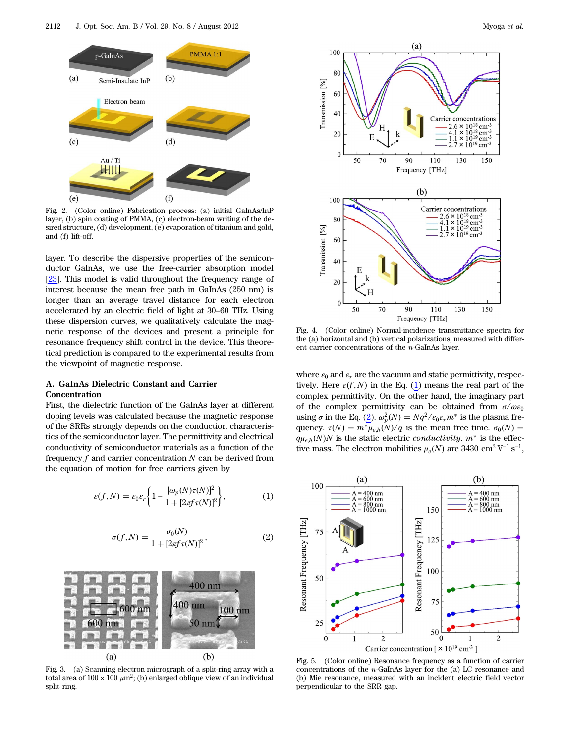p-GaInAs

Semi-Insulate InP

PMMA 1:1

Electron beam

Au / Ti

(a) (b) (c) (d) (e) (f)

Fig. 2. (Color online) Fabrication process: (a) initial GaInAs/InP layer, (b) spin coating of PMMA, (c) electron-beam writing of the desired structure, (d) development, (e) evaporation of titanium and gold, and (f) lift-off.

layer. To describe the dispersive properties of the semiconductor GaInAs, we use the free-carrier absorption model [23]. This model is valid throughout the frequency range of interest because the mean free path in GaInAs (250 nm) is longer than an average travel distance for each electron accelerated by an electric field of light at 30–60 THz. Using these dispersion curves, we qualitatively calculate the magnetic response of the devices and present a principle for resonance frequency shift control in the device. This theoretical prediction is compared to the experimental results from the viewpoint of magnetic response.

### A. GaInAs Dielectric Constant and Carrier Concentration

First, the dielectric function of the GaInAs layer at different doping levels was calculated because the magnetic response of the SRRs strongly depends on the conduction characteristics of the semiconductor layer. The permittivity and electrical conductivity of semiconductor materials as a function of the frequency $f$ and carrier concentration $N$ can be derived from the equation of motion for free carriers given by

$$\varepsilon(f,N) = \varepsilon_0 \varepsilon_r \left\{ 1 - \frac{[\omega_p(N)\tau(N)]^2}{1 + [2\pi f \tau(N)]^2} \right\}, \tag{1}$$

$$\sigma(f,N) = \frac{\sigma_0(N)}{1 + [2\pi f \tau(N)]^2}, \tag{2}$$

400 nm

600 nm

600 nm

400 nm

100 nm

50 nm

(a) (b)

Fig. 3. (a) Scanning electron micrograph of a split-ring array with a total area of $100 \times 100$ $\mu m^2$; (b) enlarged oblique view of an individual split ring.

(a)

Transmission [%]

Frequency [THz]

Carrier concentrations

$2.6 \times 10^{18}$ cm$^{-3}$

$4.1 \times 10^{18}$ cm$^{-3}$

$1.1 \times 10^{19}$ cm$^{-3}$

$2.7 \times 10^{19}$ cm$^{-3}$

H

E

k

(b)

Transmission [%]

Frequency [THz]

Carrier concentrations

$2.6 \times 10^{18}$ cm$^{-3}$

$4.1 \times 10^{18}$ cm$^{-3}$

$1.1 \times 10^{19}$ cm$^{-3}$

$2.7 \times 10^{19}$ cm$^{-3}$

E

k

H

Fig. 4. (Color online) Normal-incidence transmittance spectra for the (a) horizontal and (b) vertical polarizations, measured with different carrier concentrations of the $n$-GaInAs layer.

where $\varepsilon_0$ and $\varepsilon_r$ are the vacuum and static permittivity, respectively. Here $\varepsilon(f,N)$ in the Eq. (1) means the real part of the complex permittivity. On the other hand, the imaginary part of the complex permittivity can be obtained from $\sigma/\omega\varepsilon_0$ using $\sigma$ in the Eq. (2). $\omega_p^2(N) = Nq^2/\varepsilon_0\varepsilon_r m^*$ is the plasma frequency. $\tau(N) = m^*\mu_{e,h}(N)/q$ is the mean free time. $\sigma_0(N) = q\mu_{e,h}(N)N$ is the static electric *conductivity*. $m^*$ is the effective mass. The electron mobilities $\mu_e(N)$ are 3430 cm$^2$ V$^{-1}$ s$^{-1}$,

(a)

(b)

A = 400 nm

A = 600 nm

A = 800 nm

A = 1000 nm

Resonant Frequency [THz]

Carrier concentration [ $\times 10^{19}$ cm$^{-3}$ ]

Fig. 5. (Color online) Resonance frequency as a function of carrier concentrations of the $n$-GaInAs layer for the (a) LC resonance and (b) Mie resonance, measured with an incident electric field vector perpendicular to the SRR gap.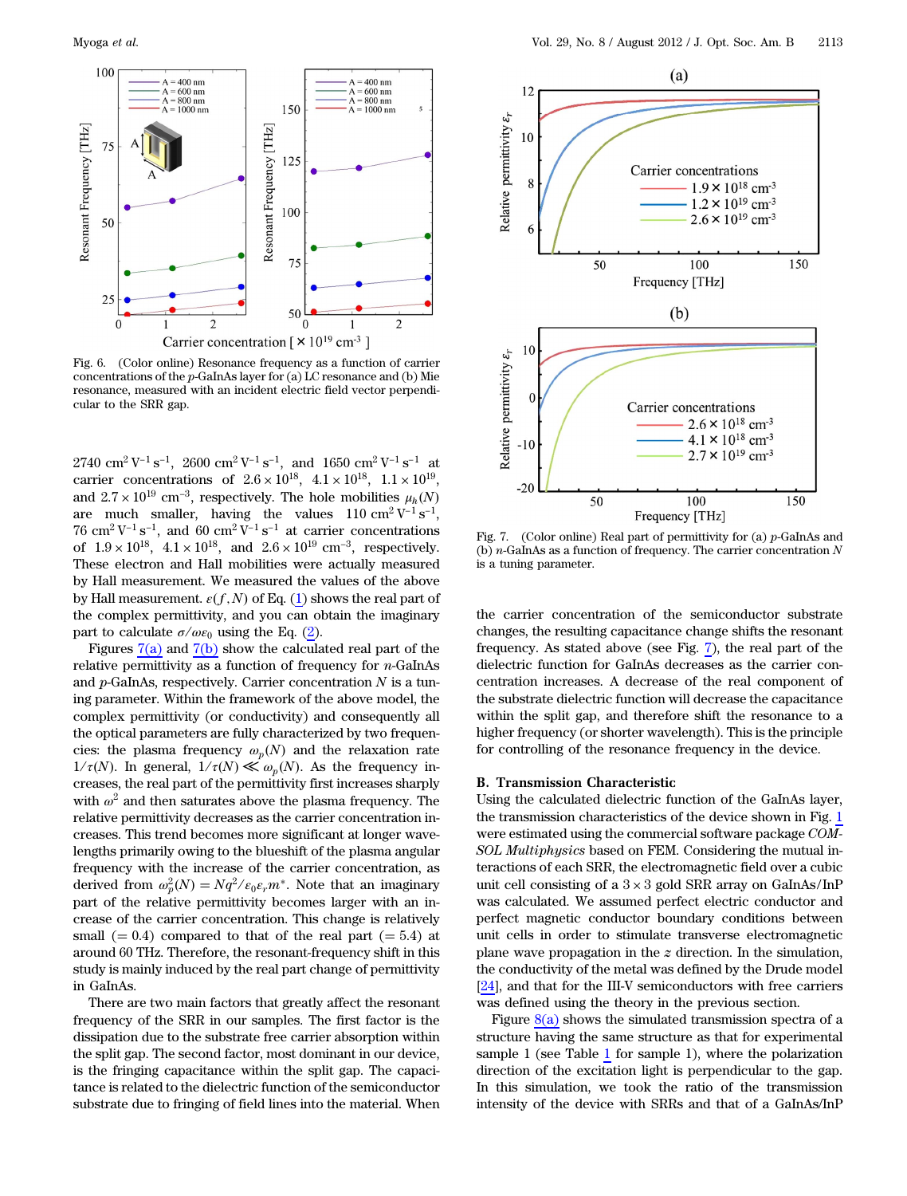100

A = 400 nm
A = 600 nm
A = 800 nm
A = 1000 nm

Resonant Frequency [THz]

75

50

25

0 1 2

150

125

100

75

50

0 1 2

Carrier concentration [ × $10^{19}$ cm$^{-3}$ ]

Fig. 6. (Color online) Resonance frequency as a function of carrier concentrations of the $p$-GaInAs layer for (a) LC resonance and (b) Mie resonance, measured with an incident electric field vector perpendicular to the SRR gap.

(a)

Relative permittivity $\varepsilon_r$

12

10

8

6

50 100 150

Frequency [THz]

Carrier concentrations
$1.9 \times 10^{18}$ cm$^{-3}$
$1.2 \times 10^{19}$ cm$^{-3}$
$2.6 \times 10^{19}$ cm$^{-3}$

(b)

Relative permittivity $\varepsilon_r$

10

0

-10

-20

50 100 150

Frequency [THz]

Carrier concentrations
$2.6 \times 10^{18}$ cm$^{-3}$
$4.1 \times 10^{18}$ cm$^{-3}$
$2.7 \times 10^{19}$ cm$^{-3}$

Fig. 7. (Color online) Real part of permittivity for (a) $p$-GaInAs and (b) $n$-GaInAs as a function of frequency. The carrier concentration $N$ is a tuning parameter.

2740 cm$^2$ V$^{-1}$ s$^{-1}$, 2600 cm$^2$ V$^{-1}$ s$^{-1}$, and 1650 cm$^2$ V$^{-1}$ s$^{-1}$ at carrier concentrations of $2.6 \times 10^{18}$, $4.1 \times 10^{18}$, $1.1 \times 10^{19}$, and $2.7 \times 10^{19}$ cm$^{-3}$, respectively. The hole mobilities $\mu_h(N)$ are much smaller, having the values 110 cm$^2$ V$^{-1}$ s$^{-1}$, 76 cm$^2$ V$^{-1}$ s$^{-1}$, and 60 cm$^2$ V$^{-1}$ s$^{-1}$ at carrier concentrations of $1.9 \times 10^{18}$, $4.1 \times 10^{18}$, and $2.6 \times 10^{19}$ cm$^{-3}$, respectively. These electron and Hall mobilities were actually measured by Hall measurement. We measured the values of the above by Hall measurement. $\varepsilon(f, N)$ of Eq. (1) shows the real part of the complex permittivity, and you can obtain the imaginary part to calculate $\sigma/\omega\varepsilon_0$ using the Eq. (2).

Figures 7(a) and 7(b) show the calculated real part of the relative permittivity as a function of frequency for $n$-GaInAs and $p$-GaInAs, respectively. Carrier concentration $N$ is a tuning parameter. Within the framework of the above model, the complex permittivity (or conductivity) and consequently all the optical parameters are fully characterized by two frequencies: the plasma frequency $\omega_p(N)$ and the relaxation rate $1/\tau(N)$. In general, $1/\tau(N) \ll \omega_p(N)$. As the frequency increases, the real part of the permittivity first increases sharply with $\omega^2$ and then saturates above the plasma frequency. The relative permittivity decreases as the carrier concentration increases. This trend becomes more significant at longer wavelengths primarily owing to the blueshift of the plasma angular frequency with the increase of the carrier concentration, as derived from $\omega_p^2(N) = Nq^2/\varepsilon_0\varepsilon_r m^*$. Note that an imaginary part of the relative permittivity becomes larger with an increase of the carrier concentration. This change is relatively small ($= 0.4$) compared to that of the real part ($= 5.4$) at around 60 THz. Therefore, the resonant-frequency shift in this study is mainly induced by the real part change of permittivity in GaInAs.

There are two main factors that greatly affect the resonant frequency of the SRR in our samples. The first factor is the dissipation due to the substrate free carrier absorption within the split gap. The second factor, most dominant in our device, is the fringing capacitance within the split gap. The capacitance is related to the dielectric function of the semiconductor substrate due to fringing of field lines into the material. When the carrier concentration of the semiconductor substrate changes, the resulting capacitance change shifts the resonant frequency. As stated above (see Fig. 7), the real part of the dielectric function for GaInAs decreases as the carrier concentration increases. A decrease of the real component of the substrate dielectric function will decrease the capacitance within the split gap, and therefore shift the resonance to a higher frequency (or shorter wavelength). This is the principle for controlling of the resonance frequency in the device.

### B. Transmission Characteristic

Using the calculated dielectric function of the GaInAs layer, the transmission characteristics of the device shown in Fig. 1 were estimated using the commercial software package *COMSOL Multiphysics* based on FEM. Considering the mutual interactions of each SRR, the electromagnetic field over a cubic unit cell consisting of a $3 \times 3$ gold SRR array on GaInAs/InP was calculated. We assumed perfect electric conductor and perfect magnetic conductor boundary conditions between unit cells in order to stimulate transverse electromagnetic plane wave propagation in the $z$ direction. In the simulation, the conductivity of the metal was defined by the Drude model [24], and that for the III-V semiconductors with free carriers was defined using the theory in the previous section.

Figure 8(a) shows the simulated transmission spectra of a structure having the same structure as that for experimental sample 1 (see Table 1 for sample 1), where the polarization direction of the excitation light is perpendicular to the gap. In this simulation, we took the ratio of the transmission intensity of the device with SRRs and that of a GaInAs/InP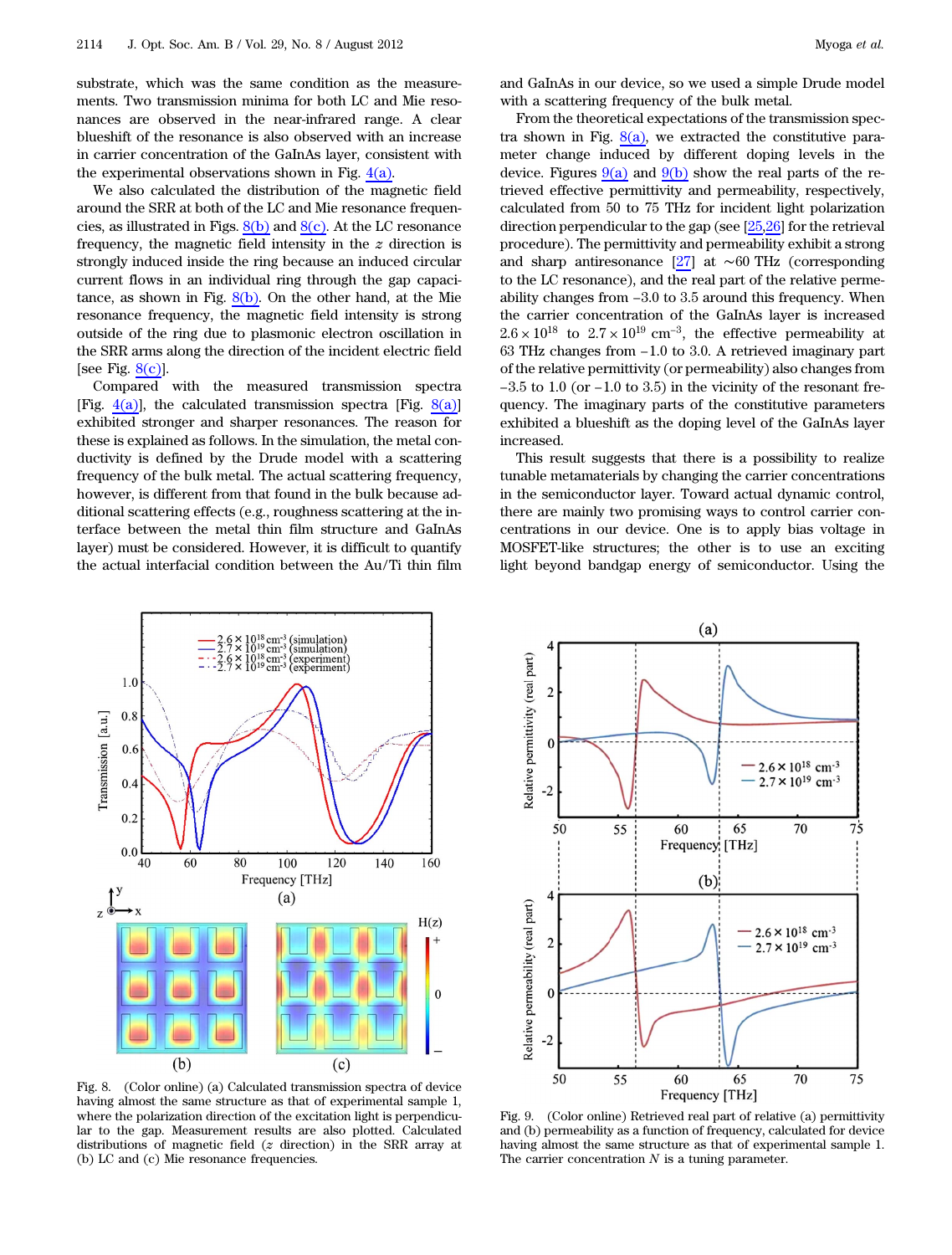substrate, which was the same condition as the measurements. Two transmission minima for both LC and Mie resonances are observed in the near-infrared range. A clear blueshift of the resonance is also observed with an increase in carrier concentration of the GaInAs layer, consistent with the experimental observations shown in Fig. 4(a).

We also calculated the distribution of the magnetic field around the SRR at both of the LC and Mie resonance frequencies, as illustrated in Figs. 8(b) and 8(c). At the LC resonance frequency, the magnetic field intensity in the $z$ direction is strongly induced inside the ring because an induced circular current flows in an individual ring through the gap capacitance, as shown in Fig. 8(b). On the other hand, at the Mie resonance frequency, the magnetic field intensity is strong outside of the ring due to plasmonic electron oscillation in the SRR arms along the direction of the incident electric field [see Fig. 8(c)].

Compared with the measured transmission spectra [Fig. 4(a)], the calculated transmission spectra [Fig. 8(a)] exhibited stronger and sharper resonances. The reason for these is explained as follows. In the simulation, the metal conductivity is defined by the Drude model with a scattering frequency of the bulk metal. The actual scattering frequency, however, is different from that found in the bulk because additional scattering effects (e.g., roughness scattering at the interface between the metal thin film structure and GaInAs layer) must be considered. However, it is difficult to quantify the actual interfacial condition between the Au/Ti thin film and GaInAs in our device, so we used a simple Drude model with a scattering frequency of the bulk metal.

From the theoretical expectations of the transmission spectra shown in Fig. 8(a), we extracted the constitutive parameter change induced by different doping levels in the device. Figures 9(a) and 9(b) show the real parts of the retrieved effective permittivity and permeability, respectively, calculated from 50 to 75 THz for incident light polarization direction perpendicular to the gap (see [25,26] for the retrieval procedure). The permittivity and permeability exhibit a strong and sharp antiresonance [27] at ~60 THz (corresponding to the LC resonance), and the real part of the relative permeability changes from −3.0 to 3.5 around this frequency. When the carrier concentration of the GaInAs layer is increased $2.6 \times 10^{18}$ to $2.7 \times 10^{19}$ cm$^{-3}$, the effective permeability at 63 THz changes from −1.0 to 3.0. A retrieved imaginary part of the relative permittivity (or permeability) also changes from −3.5 to 1.0 (or −1.0 to 3.5) in the vicinity of the resonant frequency. The imaginary parts of the constitutive parameters exhibited a blueshift as the doping level of the GaInAs layer increased.

This result suggests that there is a possibility to realize tunable metamaterials by changing the carrier concentrations in the semiconductor layer. Toward actual dynamic control, there are mainly two promising ways to control carrier concentrations in our device. One is to apply bias voltage in MOSFET-like structures; the other is to use an exciting light beyond bandgap energy of semiconductor. Using the

—— $2.6 \times 10^{18}$ cm$^{-3}$ (simulation)
—— $2.7 \times 10^{19}$ cm$^{-3}$ (simulation)
- - - $2.6 \times 10^{18}$ cm$^{-3}$ (experiment)
- - - $2.7 \times 10^{19}$ cm$^{-3}$ (experiment)

Transmission [a.u.]

Frequency [THz]

(a)

H(z)

(b) (c)

Fig. 8. (Color online) (a) Calculated transmission spectra of device having almost the same structure as that of experimental sample 1, where the polarization direction of the excitation light is perpendicular to the gap. Measurement results are also plotted. Calculated distributions of magnetic field ($z$ direction) in the SRR array at (b) LC and (c) Mie resonance frequencies.

(a)

Relative permittivity (real part)

Frequency [THz]

(b)

Relative permeability (real part)

Frequency [THz]

—— $2.6 \times 10^{18}$ cm$^{-3}$
—— $2.7 \times 10^{19}$ cm$^{-3}$

Fig. 9. (Color online) Retrieved real part of relative (a) permittivity and (b) permeability as a function of frequency, calculated for device having almost the same structure as that of experimental sample 1. The carrier concentration $N$ is a tuning parameter.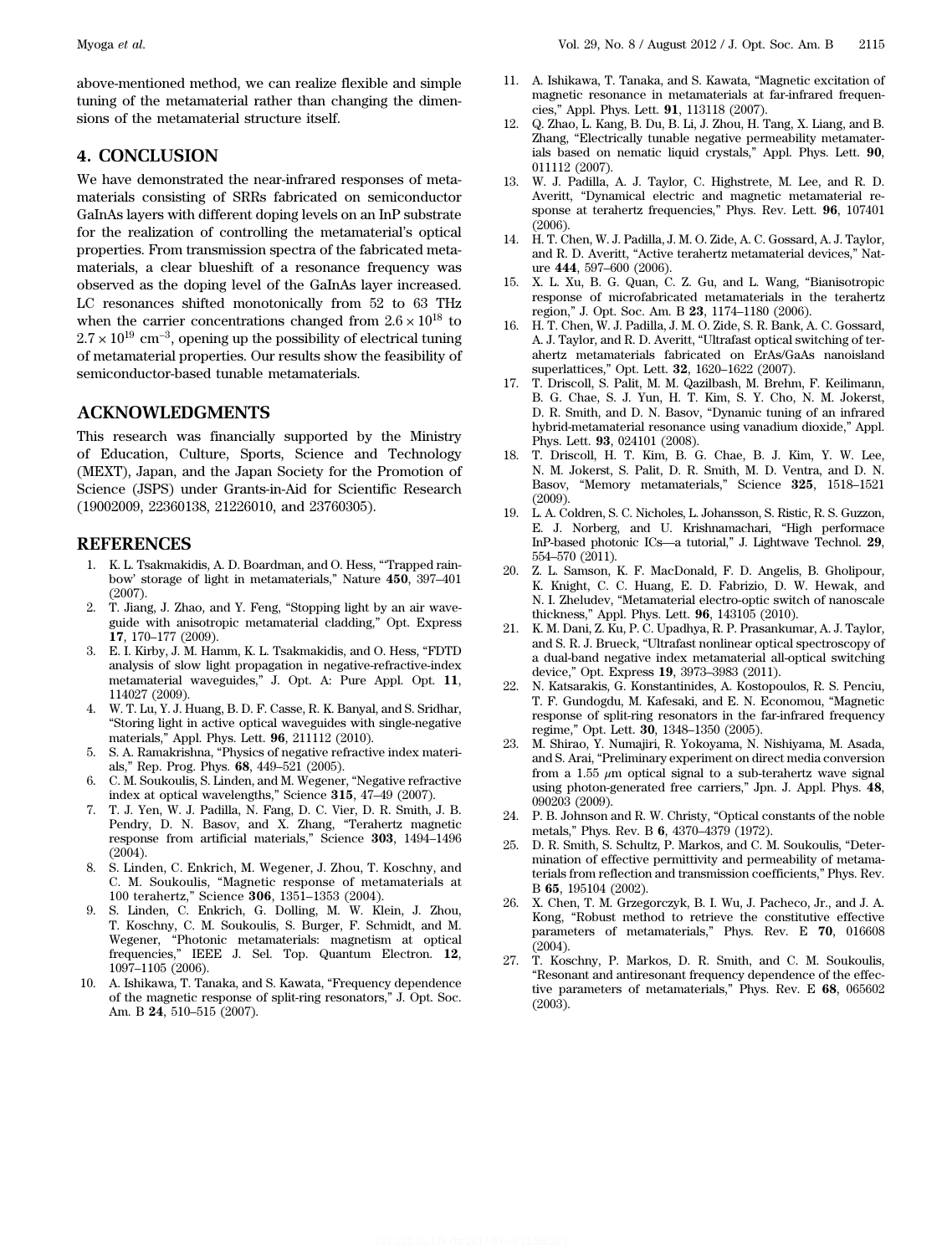above-mentioned method, we can realize flexible and simple tuning of the metamaterial rather than changing the dimensions of the metamaterial structure itself.

## 4. CONCLUSION

We have demonstrated the near-infrared responses of metamaterials consisting of SRRs fabricated on semiconductor GaInAs layers with different doping levels on an InP substrate for the realization of controlling the metamaterial's optical properties. From transmission spectra of the fabricated metamaterials, a clear blueshift of a resonance frequency was observed as the doping level of the GaInAs layer increased. LC resonances shifted monotonically from 52 to 63 THz when the carrier concentrations changed from $2.6 \times 10^{18}$ to $2.7 \times 10^{19}$ cm$^{-3}$, opening up the possibility of electrical tuning of metamaterial properties. Our results show the feasibility of semiconductor-based tunable metamaterials.

## ACKNOWLEDGMENTS

This research was financially supported by the Ministry of Education, Culture, Sports, Science and Technology (MEXT), Japan, and the Japan Society for the Promotion of Science (JSPS) under Grants-in-Aid for Scientific Research (19002009, 22360138, 21226010, and 23760305).

## REFERENCES

1. K. L. Tsakmakidis, A. D. Boardman, and O. Hess, "'Trapped rainbow' storage of light in metamaterials," Nature **450**, 397–401 (2007).
2. T. Jiang, J. Zhao, and Y. Feng, "Stopping light by an air waveguide with anisotropic metamaterial cladding," Opt. Express **17**, 170–177 (2009).
3. E. I. Kirby, J. M. Hamm, K. L. Tsakmakidis, and O. Hess, "FDTD analysis of slow light propagation in negative-refractive-index metamaterial waveguides," J. Opt. A: Pure Appl. Opt. **11**, 114027 (2009).
4. W. T. Lu, Y. J. Huang, B. D. F. Casse, R. K. Banyal, and S. Sridhar, "Storing light in active optical waveguides with single-negative materials," Appl. Phys. Lett. **96**, 211112 (2010).
5. S. A. Ramakrishna, "Physics of negative refractive index materials," Rep. Prog. Phys. **68**, 449–521 (2005).
6. C. M. Soukoulis, S. Linden, and M. Wegener, "Negative refractive index at optical wavelengths," Science **315**, 47–49 (2007).
7. T. J. Yen, W. J. Padilla, N. Fang, D. C. Vier, D. R. Smith, J. B. Pendry, D. N. Basov, and X. Zhang, "Terahertz magnetic response from artificial materials," Science **303**, 1494–1496 (2004).
8. S. Linden, C. Enkrich, M. Wegener, J. Zhou, T. Koschny, and C. M. Soukoulis, "Magnetic response of metamaterials at 100 terahertz," Science **306**, 1351–1353 (2004).
9. S. Linden, C. Enkrich, G. Dolling, M. W. Klein, J. Zhou, T. Koschny, C. M. Soukoulis, S. Burger, F. Schmidt, and M. Wegener, "Photonic metamaterials: magnetism at optical frequencies," IEEE J. Sel. Top. Quantum Electron. **12**, 1097–1105 (2006).
10. A. Ishikawa, T. Tanaka, and S. Kawata, "Frequency dependence of the magnetic response of split-ring resonators," J. Opt. Soc. Am. B **24**, 510–515 (2007).
11. A. Ishikawa, T. Tanaka, and S. Kawata, "Magnetic excitation of magnetic resonance in metamaterials at far-infrared frequencies," Appl. Phys. Lett. **91**, 113118 (2007).
12. Q. Zhao, L. Kang, B. Du, B. Li, J. Zhou, H. Tang, X. Liang, and B. Zhang, "Electrically tunable negative permeability metamaterials based on nematic liquid crystals," Appl. Phys. Lett. **90**, 011112 (2007).
13. W. J. Padilla, A. J. Taylor, C. Highstrete, M. Lee, and R. D. Averitt, "Dynamical electric and magnetic metamaterial response at terahertz frequencies," Phys. Rev. Lett. **96**, 107401 (2006).
14. H. T. Chen, W. J. Padilla, J. M. O. Zide, A. C. Gossard, A. J. Taylor, and R. D. Averitt, "Active terahertz metamaterial devices," Nature **444**, 597–600 (2006).
15. X. L. Xu, B. G. Quan, C. Z. Gu, and L. Wang, "Bianisotropic response of microfabricated metamaterials in the terahertz region," J. Opt. Soc. Am. B **23**, 1174–1180 (2006).
16. H. T. Chen, W. J. Padilla, J. M. O. Zide, S. R. Bank, A. C. Gossard, A. J. Taylor, and R. D. Averitt, "Ultrafast optical switching of terahertz metamaterials fabricated on ErAs/GaAs nanoisland superlattices," Opt. Lett. **32**, 1620–1622 (2007).
17. T. Driscoll, S. Palit, M. M. Qazilbash, M. Brehm, F. Keilimann, B. G. Chae, S. J. Yun, H. T. Kim, S. Y. Cho, N. M. Jokerst, D. R. Smith, and D. N. Basov, "Dynamic tuning of an infrared hybrid-metamaterial resonance using vanadium dioxide," Appl. Phys. Lett. **93**, 024101 (2008).
18. T. Driscoll, H. T. Kim, B. G. Chae, B. J. Kim, Y. W. Lee, N. M. Jokerst, S. Palit, D. R. Smith, M. D. Ventra, and D. N. Basov, "Memory metamaterials," Science **325**, 1518–1521 (2009).
19. L. A. Coldren, S. C. Nicholes, L. Johansson, S. Ristic, R. S. Guzzon, E. J. Norberg, and U. Krishnamachari, "High performace InP-based photonic ICs—a tutorial," J. Lightwave Technol. **29**, 554–570 (2011).
20. Z. L. Samson, K. F. MacDonald, F. D. Angelis, B. Gholipour, K. Knight, C. C. Huang, E. D. Fabrizio, D. W. Hewak, and N. I. Zheludev, "Metamaterial electro-optic switch of nanoscale thickness," Appl. Phys. Lett. **96**, 143105 (2010).
21. K. M. Dani, Z. Ku, P. C. Upadhya, R. P. Prasankumar, A. J. Taylor, and S. R. J. Brueck, "Ultrafast nonlinear optical spectroscopy of a dual-band negative index metamaterial all-optical switching device," Opt. Express **19**, 3973–3983 (2011).
22. N. Katsarakis, G. Konstantinides, A. Kostopoulos, R. S. Penciu, T. F. Gundogdu, M. Kafesaki, and E. N. Economou, "Magnetic response of split-ring resonators in the far-infrared frequency regime," Opt. Lett. **30**, 1348–1350 (2005).
23. M. Shirao, Y. Numajiri, R. Yokoyama, N. Nishiyama, M. Asada, and S. Arai, "Preliminary experiment on direct media conversion from a 1.55 $\mu$m optical signal to a sub-terahertz wave signal using photon-generated free carriers," Jpn. J. Appl. Phys. **48**, 090203 (2009).
24. P. B. Johnson and R. W. Christy, "Optical constants of the noble metals," Phys. Rev. B **6**, 4370–4379 (1972).
25. D. R. Smith, S. Schultz, P. Markos, and C. M. Soukoulis, "Determination of effective permittivity and permeability of metamaterials from reflection and transmission coefficients," Phys. Rev. B **65**, 195104 (2002).
26. X. Chen, T. M. Grzegorczyk, B. I. Wu, J. Pacheco, Jr., and J. A. Kong, "Robust method to retrieve the constitutive effective parameters of metamaterials," Phys. Rev. E **70**, 016608 (2004).
27. T. Koschny, P. Markos, D. R. Smith, and C. M. Soukoulis, "Resonant and antiresonant frequency dependence of the effective parameters of metamaterials," Phys. Rev. E **68**, 065602 (2003).